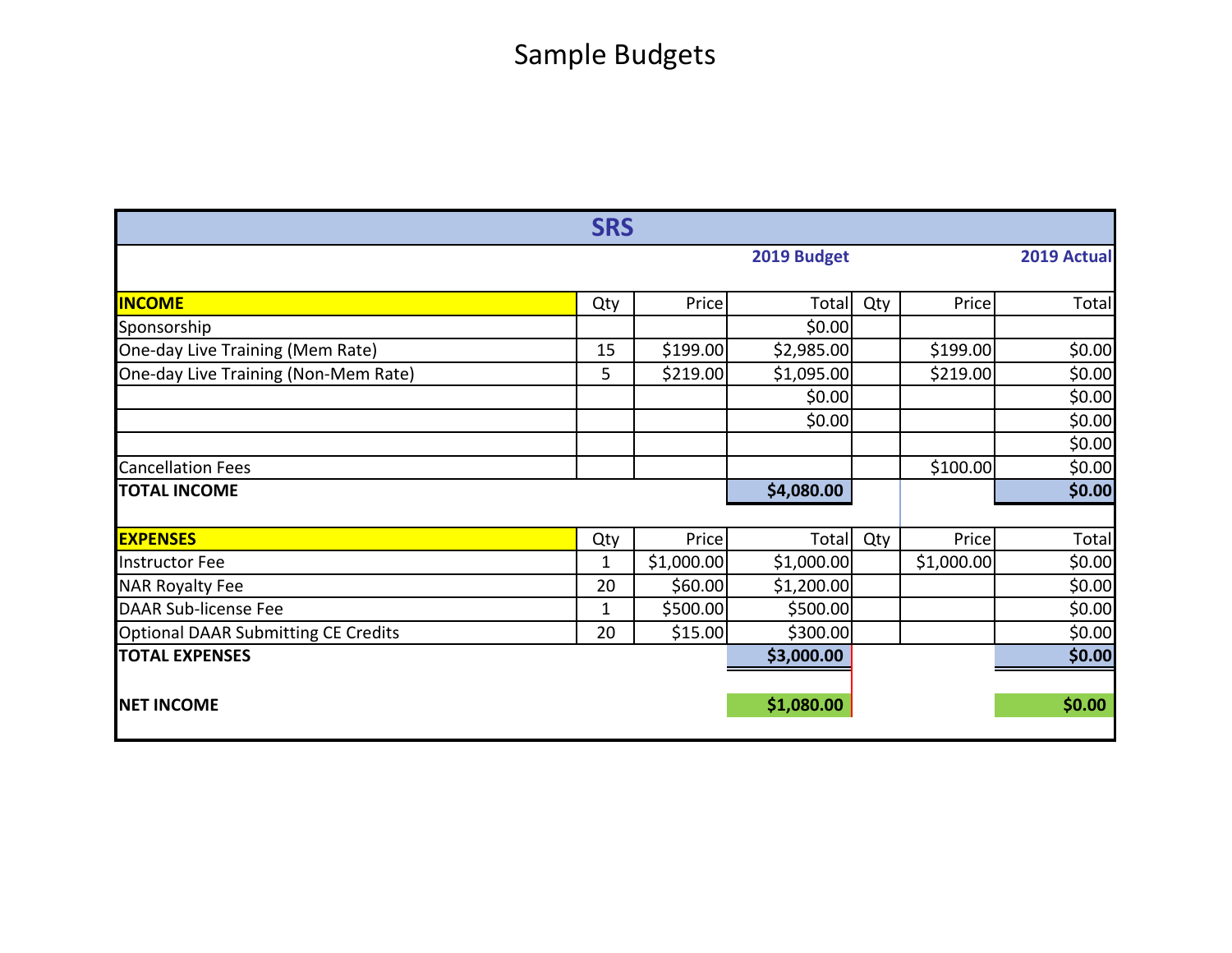# Sample Budgets

| SRS | | | | | | |
|---|---|---|---|---|---|---|
| | | | 2019 Budget | | | 2019 Actual |
| **INCOME** | Qty | Price | Total | Qty | Price | Total |
| Sponsorship | | | $0.00 | | | |
| One-day Live Training (Mem Rate) | 15 | $199.00 | $2,985.00 | | $199.00 | $0.00 |
| One-day Live Training (Non-Mem Rate) | 5 | $219.00 | $1,095.00 | | $219.00 | $0.00 |
| | | | $0.00 | | | $0.00 |
| | | | $0.00 | | | $0.00 |
| | | | | | | $0.00 |
| Cancellation Fees | | | | | $100.00 | $0.00 |
| **TOTAL INCOME** | | | **$4,080.00** | | | **$0.00** |
| | | | | | | |
| **EXPENSES** | Qty | Price | Total | Qty | Price | Total |
| Instructor Fee | 1 | $1,000.00 | $1,000.00 | | $1,000.00 | $0.00 |
| NAR Royalty Fee | 20 | $60.00 | $1,200.00 | | | $0.00 |
| DAAR Sub-license Fee | 1 | $500.00 | $500.00 | | | $0.00 |
| Optional DAAR Submitting CE Credits | 20 | $15.00 | $300.00 | | | $0.00 |
| **TOTAL EXPENSES** | | | **$3,000.00** | | | **$0.00** |
| | | | | | | |
| **NET INCOME** | | | **$1,080.00** | | | **$0.00** |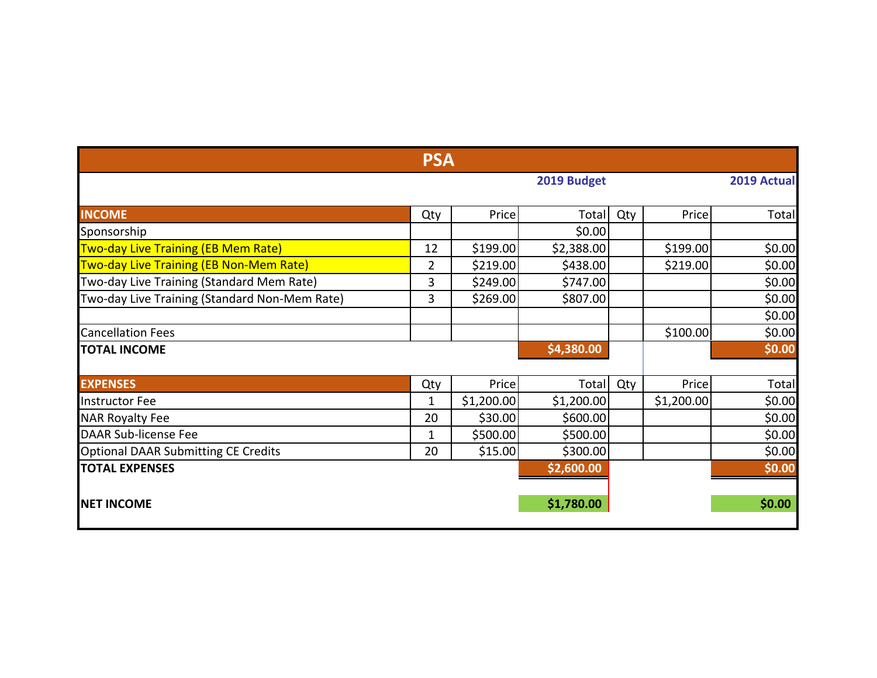# PSA

| | 2019 Budget | | | 2019 Actual | | |
|---|---|---|---|---|---|---|
| **INCOME** | Qty | Price | Total | Qty | Price | Total |
| Sponsorship | | | $0.00 | | | |
| Two-day Live Training (EB Mem Rate) | 12 | $199.00 | $2,388.00 | | $199.00 | $0.00 |
| Two-day Live Training (EB Non-Mem Rate) | 2 | $219.00 | $438.00 | | $219.00 | $0.00 |
| Two-day Live Training (Standard Mem Rate) | 3 | $249.00 | $747.00 | | | $0.00 |
| Two-day Live Training (Standard Non-Mem Rate) | 3 | $269.00 | $807.00 | | | $0.00 |
| | | | | | | $0.00 |
| Cancellation Fees | | | | | $100.00 | $0.00 |
| **TOTAL INCOME** | | | **$4,380.00** | | | **$0.00** |
| | | | | | | |
| **EXPENSES** | Qty | Price | Total | Qty | Price | Total |
| Instructor Fee | 1 | $1,200.00 | $1,200.00 | | $1,200.00 | $0.00 |
| NAR Royalty Fee | 20 | $30.00 | $600.00 | | | $0.00 |
| DAAR Sub-license Fee | 1 | $500.00 | $500.00 | | | $0.00 |
| Optional DAAR Submitting CE Credits | 20 | $15.00 | $300.00 | | | $0.00 |
| **TOTAL EXPENSES** | | | **$2,600.00** | | | **$0.00** |
| | | | | | | |
| **NET INCOME** | | | **$1,780.00** | | | **$0.00** |